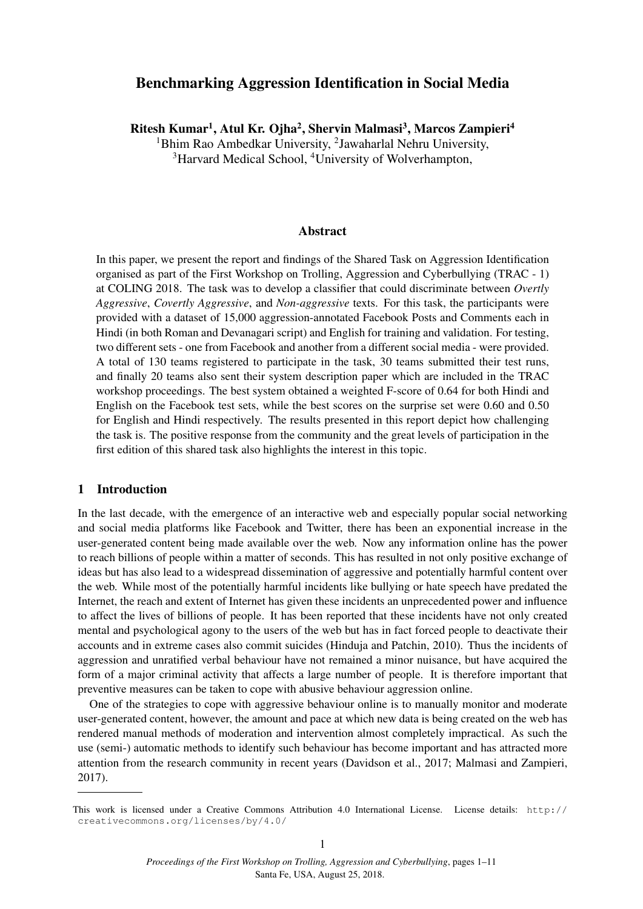# Benchmarking Aggression Identification in Social Media

**Ritesh Kumar[1], Atul Kr. Ojha[2], Shervin Malmasi[3], Marcos Zampieri[4]**
[1]Bhim Rao Ambedkar University, [2]Jawaharlal Nehru University,
[3]Harvard Medical School, [4]University of Wolverhampton,

## Abstract

In this paper, we present the report and findings of the Shared Task on Aggression Identification organised as part of the First Workshop on Trolling, Aggression and Cyberbullying (TRAC - 1) at COLING 2018. The task was to develop a classifier that could discriminate between *Overtly Aggressive*, *Covertly Aggressive*, and *Non-aggressive* texts. For this task, the participants were provided with a dataset of 15,000 aggression-annotated Facebook Posts and Comments each in Hindi (in both Roman and Devanagari script) and English for training and validation. For testing, two different sets - one from Facebook and another from a different social media - were provided. A total of 130 teams registered to participate in the task, 30 teams submitted their test runs, and finally 20 teams also sent their system description paper which are included in the TRAC workshop proceedings. The best system obtained a weighted F-score of 0.64 for both Hindi and English on the Facebook test sets, while the best scores on the surprise set were 0.60 and 0.50 for English and Hindi respectively. The results presented in this report depict how challenging the task is. The positive response from the community and the great levels of participation in the first edition of this shared task also highlights the interest in this topic.

## 1 Introduction

In the last decade, with the emergence of an interactive web and especially popular social networking and social media platforms like Facebook and Twitter, there has been an exponential increase in the user-generated content being made available over the web. Now any information online has the power to reach billions of people within a matter of seconds. This has resulted in not only positive exchange of ideas but has also lead to a widespread dissemination of aggressive and potentially harmful content over the web. While most of the potentially harmful incidents like bullying or hate speech have predated the Internet, the reach and extent of Internet has given these incidents an unprecedented power and influence to affect the lives of billions of people. It has been reported that these incidents have not only created mental and psychological agony to the users of the web but has in fact forced people to deactivate their accounts and in extreme cases also commit suicides (Hinduja and Patchin, 2010). Thus the incidents of aggression and unratified verbal behaviour have not remained a minor nuisance, but have acquired the form of a major criminal activity that affects a large number of people. It is therefore important that preventive measures can be taken to cope with abusive behaviour aggression online.

One of the strategies to cope with aggressive behaviour online is to manually monitor and moderate user-generated content, however, the amount and pace at which new data is being created on the web has rendered manual methods of moderation and intervention almost completely impractical. As such the use (semi-) automatic methods to identify such behaviour has become important and has attracted more attention from the research community in recent years (Davidson et al., 2017; Malmasi and Zampieri, 2017).

This work is licensed under a Creative Commons Attribution 4.0 International License. License details: http://creativecommons.org/licenses/by/4.0/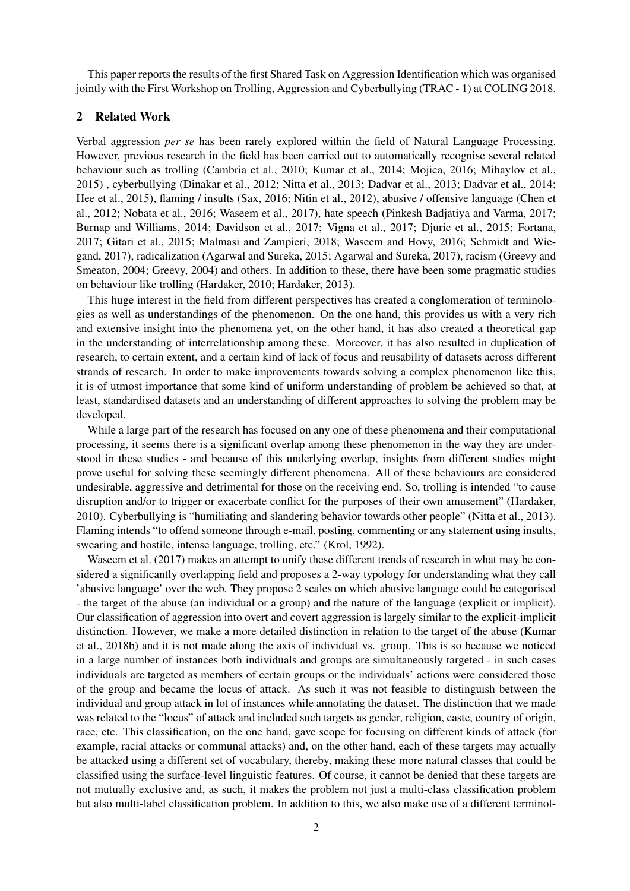This paper reports the results of the first Shared Task on Aggression Identification which was organised jointly with the First Workshop on Trolling, Aggression and Cyberbullying (TRAC - 1) at COLING 2018.

## 2 Related Work

Verbal aggression *per se* has been rarely explored within the field of Natural Language Processing. However, previous research in the field has been carried out to automatically recognise several related behaviour such as trolling (Cambria et al., 2010; Kumar et al., 2014; Mojica, 2016; Mihaylov et al., 2015) , cyberbullying (Dinakar et al., 2012; Nitta et al., 2013; Dadvar et al., 2013; Dadvar et al., 2014; Hee et al., 2015), flaming / insults (Sax, 2016; Nitin et al., 2012), abusive / offensive language (Chen et al., 2012; Nobata et al., 2016; Waseem et al., 2017), hate speech (Pinkesh Badjatiya and Varma, 2017; Burnap and Williams, 2014; Davidson et al., 2017; Vigna et al., 2017; Djuric et al., 2015; Fortana, 2017; Gitari et al., 2015; Malmasi and Zampieri, 2018; Waseem and Hovy, 2016; Schmidt and Wiegand, 2017), radicalization (Agarwal and Sureka, 2015; Agarwal and Sureka, 2017), racism (Greevy and Smeaton, 2004; Greevy, 2004) and others. In addition to these, there have been some pragmatic studies on behaviour like trolling (Hardaker, 2010; Hardaker, 2013).

This huge interest in the field from different perspectives has created a conglomeration of terminologies as well as understandings of the phenomenon. On the one hand, this provides us with a very rich and extensive insight into the phenomena yet, on the other hand, it has also created a theoretical gap in the understanding of interrelationship among these. Moreover, it has also resulted in duplication of research, to certain extent, and a certain kind of lack of focus and reusability of datasets across different strands of research. In order to make improvements towards solving a complex phenomenon like this, it is of utmost importance that some kind of uniform understanding of problem be achieved so that, at least, standardised datasets and an understanding of different approaches to solving the problem may be developed.

While a large part of the research has focused on any one of these phenomena and their computational processing, it seems there is a significant overlap among these phenomenon in the way they are understood in these studies - and because of this underlying overlap, insights from different studies might prove useful for solving these seemingly different phenomena. All of these behaviours are considered undesirable, aggressive and detrimental for those on the receiving end. So, trolling is intended "to cause disruption and/or to trigger or exacerbate conflict for the purposes of their own amusement" (Hardaker, 2010). Cyberbullying is "humiliating and slandering behavior towards other people" (Nitta et al., 2013). Flaming intends "to offend someone through e-mail, posting, commenting or any statement using insults, swearing and hostile, intense language, trolling, etc." (Krol, 1992).

Waseem et al. (2017) makes an attempt to unify these different trends of research in what may be considered a significantly overlapping field and proposes a 2-way typology for understanding what they call 'abusive language' over the web. They propose 2 scales on which abusive language could be categorised - the target of the abuse (an individual or a group) and the nature of the language (explicit or implicit). Our classification of aggression into overt and covert aggression is largely similar to the explicit-implicit distinction. However, we make a more detailed distinction in relation to the target of the abuse (Kumar et al., 2018b) and it is not made along the axis of individual vs. group. This is so because we noticed in a large number of instances both individuals and groups are simultaneously targeted - in such cases individuals are targeted as members of certain groups or the individuals' actions were considered those of the group and became the locus of attack. As such it was not feasible to distinguish between the individual and group attack in lot of instances while annotating the dataset. The distinction that we made was related to the "locus" of attack and included such targets as gender, religion, caste, country of origin, race, etc. This classification, on the one hand, gave scope for focusing on different kinds of attack (for example, racial attacks or communal attacks) and, on the other hand, each of these targets may actually be attacked using a different set of vocabulary, thereby, making these more natural classes that could be classified using the surface-level linguistic features. Of course, it cannot be denied that these targets are not mutually exclusive and, as such, it makes the problem not just a multi-class classification problem but also multi-label classification problem. In addition to this, we also make use of a different terminol-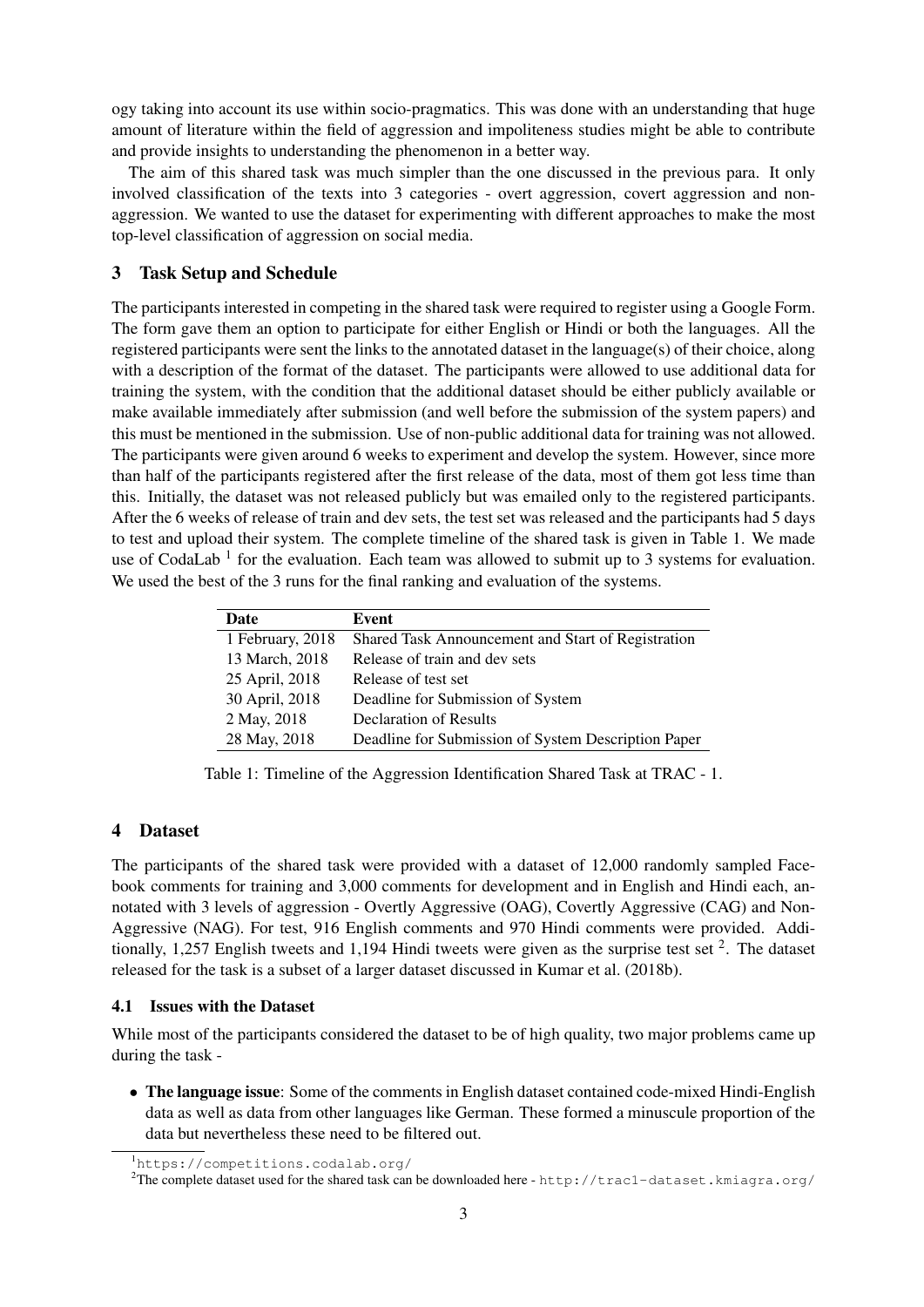ogy taking into account its use within socio-pragmatics. This was done with an understanding that huge amount of literature within the field of aggression and impoliteness studies might be able to contribute and provide insights to understanding the phenomenon in a better way.

The aim of this shared task was much simpler than the one discussed in the previous para. It only involved classification of the texts into 3 categories - overt aggression, covert aggression and non-aggression. We wanted to use the dataset for experimenting with different approaches to make the most top-level classification of aggression on social media.

## 3 Task Setup and Schedule

The participants interested in competing in the shared task were required to register using a Google Form. The form gave them an option to participate for either English or Hindi or both the languages. All the registered participants were sent the links to the annotated dataset in the language(s) of their choice, along with a description of the format of the dataset. The participants were allowed to use additional data for training the system, with the condition that the additional dataset should be either publicly available or make available immediately after submission (and well before the submission of the system papers) and this must be mentioned in the submission. Use of non-public additional data for training was not allowed. The participants were given around 6 weeks to experiment and develop the system. However, since more than half of the participants registered after the first release of the data, most of them got less time than this. Initially, the dataset was not released publicly but was emailed only to the registered participants. After the 6 weeks of release of train and dev sets, the test set was released and the participants had 5 days to test and upload their system. The complete timeline of the shared task is given in Table 1. We made use of CodaLab [1] for the evaluation. Each team was allowed to submit up to 3 systems for evaluation. We used the best of the 3 runs for the final ranking and evaluation of the systems.

| Date | Event |
|---|---|
| 1 February, 2018 | Shared Task Announcement and Start of Registration |
| 13 March, 2018 | Release of train and dev sets |
| 25 April, 2018 | Release of test set |
| 30 April, 2018 | Deadline for Submission of System |
| 2 May, 2018 | Declaration of Results |
| 28 May, 2018 | Deadline for Submission of System Description Paper |

Table 1: Timeline of the Aggression Identification Shared Task at TRAC - 1.

## 4 Dataset

The participants of the shared task were provided with a dataset of 12,000 randomly sampled Facebook comments for training and 3,000 comments for development and in English and Hindi each, annotated with 3 levels of aggression - Overtly Aggressive (OAG), Covertly Aggressive (CAG) and Non-Aggressive (NAG). For test, 916 English comments and 970 Hindi comments were provided. Additionally, 1,257 English tweets and 1,194 Hindi tweets were given as the surprise test set [2]. The dataset released for the task is a subset of a larger dataset discussed in Kumar et al. (2018b).

### 4.1 Issues with the Dataset

While most of the participants considered the dataset to be of high quality, two major problems came up during the task -

- **The language issue**: Some of the comments in English dataset contained code-mixed Hindi-English data as well as data from other languages like German. These formed a minuscule proportion of the data but nevertheless these need to be filtered out.

[1] https://competitions.codalab.org/

[2] The complete dataset used for the shared task can be downloaded here - http://trac1-dataset.kmiagra.org/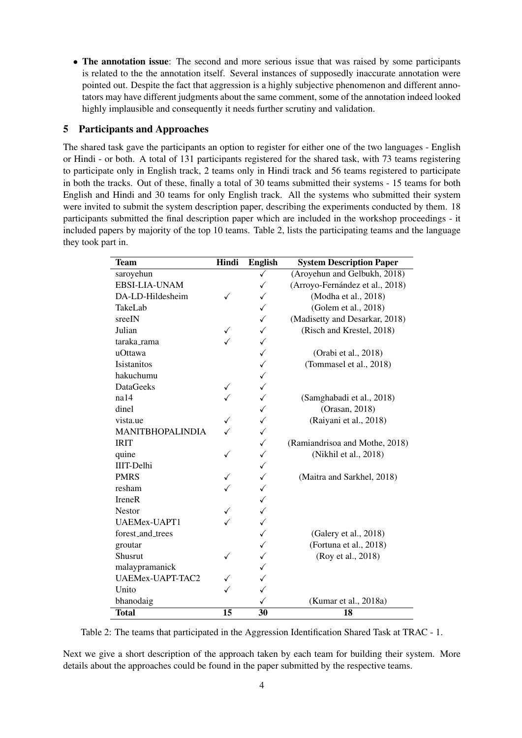- **The annotation issue**: The second and more serious issue that was raised by some participants is related to the the annotation itself. Several instances of supposedly inaccurate annotation were pointed out. Despite the fact that aggression is a highly subjective phenomenon and different annotators may have different judgments about the same comment, some of the annotation indeed looked highly implausible and consequently it needs further scrutiny and validation.

## 5 Participants and Approaches

The shared task gave the participants an option to register for either one of the two languages - English or Hindi - or both. A total of 131 participants registered for the shared task, with 73 teams registering to participate only in English track, 2 teams only in Hindi track and 56 teams registered to participate in both the tracks. Out of these, finally a total of 30 teams submitted their systems - 15 teams for both English and Hindi and 30 teams for only English track. All the systems who submitted their system were invited to submit the system description paper, describing the experiments conducted by them. 18 participants submitted the final description paper which are included in the workshop proceedings - it included papers by majority of the top 10 teams. Table 2, lists the participating teams and the language they took part in.

| Team | Hindi | English | System Description Paper |
|---|---|---|---|
| saroyehun | | ✓ | (Aroyehun and Gelbukh, 2018) |
| EBSI-LIA-UNAM | | ✓ | (Arroyo-Fernández et al., 2018) |
| DA-LD-Hildesheim | ✓ | ✓ | (Modha et al., 2018) |
| TakeLab | | ✓ | (Golem et al., 2018) |
| sreeIN | | ✓ | (Madisetty and Desarkar, 2018) |
| Julian | ✓ | ✓ | (Risch and Krestel, 2018) |
| taraka_rama | ✓ | ✓ | |
| uOttawa | | ✓ | (Orabi et al., 2018) |
| Isistanitos | | ✓ | (Tommasel et al., 2018) |
| hakuchumu | | ✓ | |
| DataGeeks | ✓ | ✓ | |
| na14 | ✓ | ✓ | (Samghabadi et al., 2018) |
| dinel | | ✓ | (Orasan, 2018) |
| vista.ue | ✓ | ✓ | (Raiyani et al., 2018) |
| MANITBHOPALINDIA | ✓ | ✓ | |
| IRIT | | ✓ | (Ramiandrisoa and Mothe, 2018) |
| quine | ✓ | ✓ | (Nikhil et al., 2018) |
| IIIT-Delhi | | ✓ | |
| PMRS | ✓ | ✓ | (Maitra and Sarkhel, 2018) |
| resham | ✓ | ✓ | |
| IreneR | | ✓ | |
| Nestor | ✓ | ✓ | |
| UAEMex-UAPT1 | ✓ | ✓ | |
| forest_and_trees | | ✓ | (Galery et al., 2018) |
| groutar | | ✓ | (Fortuna et al., 2018) |
| Shusrut | ✓ | ✓ | (Roy et al., 2018) |
| malaypramanick | | ✓ | |
| UAEMex-UAPT-TAC2 | ✓ | ✓ | |
| Unito | ✓ | ✓ | |
| bhanodaig | | ✓ | (Kumar et al., 2018a) |
| **Total** | **15** | **30** | **18** |

Table 2: The teams that participated in the Aggression Identification Shared Task at TRAC - 1.

Next we give a short description of the approach taken by each team for building their system. More details about the approaches could be found in the paper submitted by the respective teams.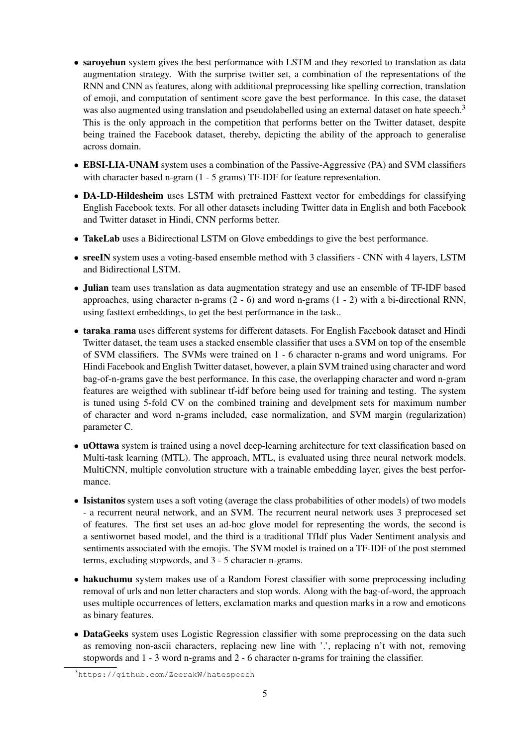- **saroyehun** system gives the best performance with LSTM and they resorted to translation as data augmentation strategy. With the surprise twitter set, a combination of the representations of the RNN and CNN as features, along with additional preprocessing like spelling correction, translation of emoji, and computation of sentiment score gave the best performance. In this case, the dataset was also augmented using translation and pseudolabelled using an external dataset on hate speech.[3] This is the only approach in the competition that performs better on the Twitter dataset, despite being trained the Facebook dataset, thereby, depicting the ability of the approach to generalise across domain.
- **EBSI-LIA-UNAM** system uses a combination of the Passive-Aggressive (PA) and SVM classifiers with character based n-gram (1 - 5 grams) TF-IDF for feature representation.
- **DA-LD-Hildesheim** uses LSTM with pretrained Fasttext vector for embeddings for classifying English Facebook texts. For all other datasets including Twitter data in English and both Facebook and Twitter dataset in Hindi, CNN performs better.
- **TakeLab** uses a Bidirectional LSTM on Glove embeddings to give the best performance.
- **sreeIN** system uses a voting-based ensemble method with 3 classifiers - CNN with 4 layers, LSTM and Bidirectional LSTM.
- **Julian** team uses translation as data augmentation strategy and use an ensemble of TF-IDF based approaches, using character n-grams (2 - 6) and word n-grams (1 - 2) with a bi-directional RNN, using fasttext embeddings, to get the best performance in the task..
- **taraka_rama** uses different systems for different datasets. For English Facebook dataset and Hindi Twitter dataset, the team uses a stacked ensemble classifier that uses a SVM on top of the ensemble of SVM classifiers. The SVMs were trained on 1 - 6 character n-grams and word unigrams. For Hindi Facebook and English Twitter dataset, however, a plain SVM trained using character and word bag-of-n-grams gave the best performance. In this case, the overlapping character and word n-gram features are weigthed with sublinear tf-idf before being used for training and testing. The system is tuned using 5-fold CV on the combined training and develpment sets for maximum number of character and word n-grams included, case normalization, and SVM margin (regularization) parameter C.
- **uOttawa** system is trained using a novel deep-learning architecture for text classification based on Multi-task learning (MTL). The approach, MTL, is evaluated using three neural network models. MultiCNN, multiple convolution structure with a trainable embedding layer, gives the best performance.
- **Isistanitos** system uses a soft voting (average the class probabilities of other models) of two models - a recurrent neural network, and an SVM. The recurrent neural network uses 3 preprocesed set of features. The first set uses an ad-hoc glove model for representing the words, the second is a sentiwornet based model, and the third is a traditional TfIdf plus Vader Sentiment analysis and sentiments associated with the emojis. The SVM model is trained on a TF-IDF of the post stemmed terms, excluding stopwords, and 3 - 5 character n-grams.
- **hakuchumu** system makes use of a Random Forest classifier with some preprocessing including removal of urls and non letter characters and stop words. Along with the bag-of-word, the approach uses multiple occurrences of letters, exclamation marks and question marks in a row and emoticons as binary features.
- **DataGeeks** system uses Logistic Regression classifier with some preprocessing on the data such as removing non-ascii characters, replacing new line with '.', replacing n't with not, removing stopwords and 1 - 3 word n-grams and 2 - 6 character n-grams for training the classifier.

[3] https://github.com/ZeerakW/hatespeech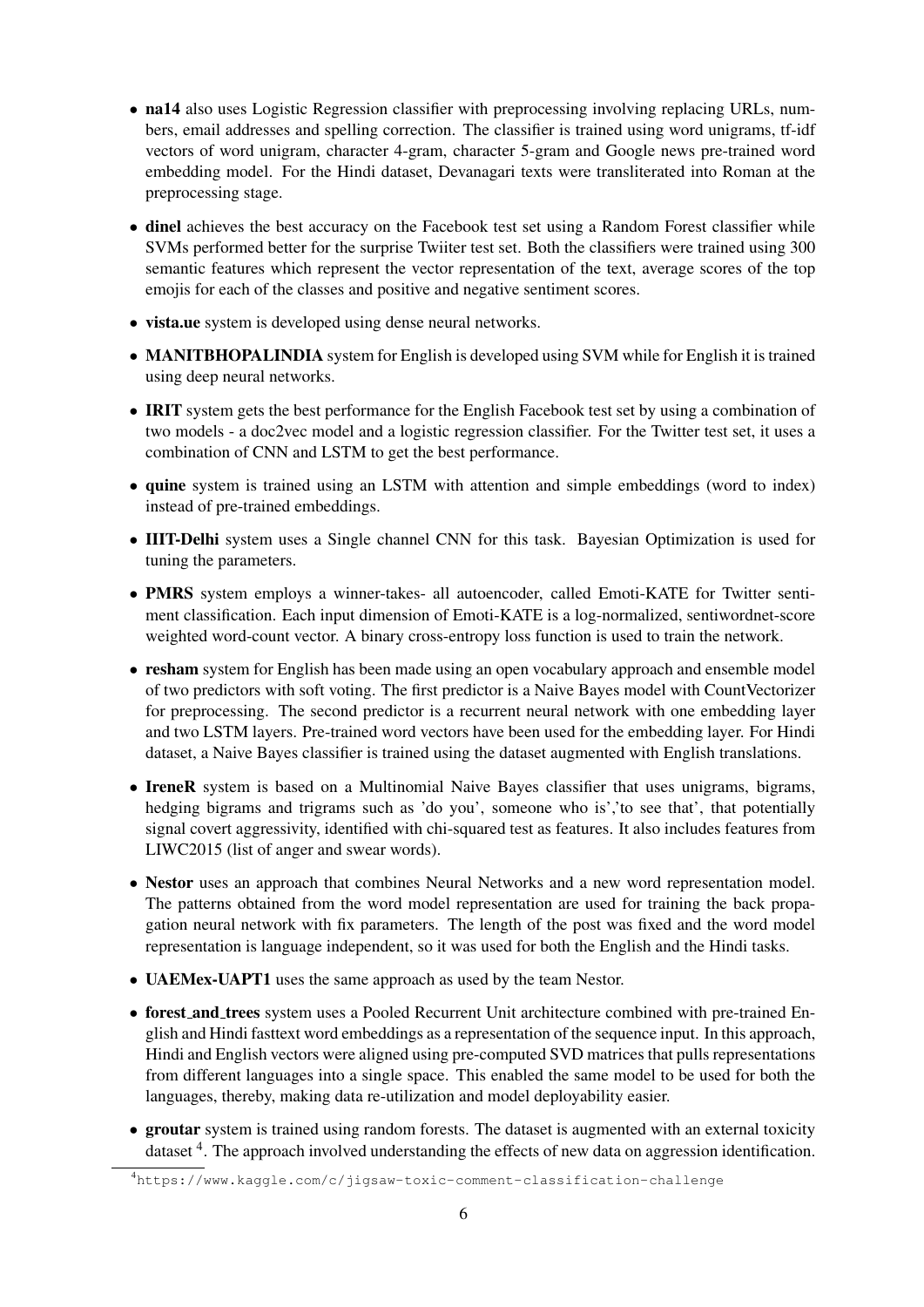- **na14** also uses Logistic Regression classifier with preprocessing involving replacing URLs, numbers, email addresses and spelling correction. The classifier is trained using word unigrams, tf-idf vectors of word unigram, character 4-gram, character 5-gram and Google news pre-trained word embedding model. For the Hindi dataset, Devanagari texts were transliterated into Roman at the preprocessing stage.
- **dinel** achieves the best accuracy on the Facebook test set using a Random Forest classifier while SVMs performed better for the surprise Twiiter test set. Both the classifiers were trained using 300 semantic features which represent the vector representation of the text, average scores of the top emojis for each of the classes and positive and negative sentiment scores.
- **vista.ue** system is developed using dense neural networks.
- **MANITBHOPALINDIA** system for English is developed using SVM while for English it is trained using deep neural networks.
- **IRIT** system gets the best performance for the English Facebook test set by using a combination of two models - a doc2vec model and a logistic regression classifier. For the Twitter test set, it uses a combination of CNN and LSTM to get the best performance.
- **quine** system is trained using an LSTM with attention and simple embeddings (word to index) instead of pre-trained embeddings.
- **IIIT-Delhi** system uses a Single channel CNN for this task. Bayesian Optimization is used for tuning the parameters.
- **PMRS** system employs a winner-takes- all autoencoder, called Emoti-KATE for Twitter sentiment classification. Each input dimension of Emoti-KATE is a log-normalized, sentiwordnet-score weighted word-count vector. A binary cross-entropy loss function is used to train the network.
- **resham** system for English has been made using an open vocabulary approach and ensemble model of two predictors with soft voting. The first predictor is a Naive Bayes model with CountVectorizer for preprocessing. The second predictor is a recurrent neural network with one embedding layer and two LSTM layers. Pre-trained word vectors have been used for the embedding layer. For Hindi dataset, a Naive Bayes classifier is trained using the dataset augmented with English translations.
- **IreneR** system is based on a Multinomial Naive Bayes classifier that uses unigrams, bigrams, hedging bigrams and trigrams such as 'do you', someone who is','to see that', that potentially signal covert aggressivity, identified with chi-squared test as features. It also includes features from LIWC2015 (list of anger and swear words).
- **Nestor** uses an approach that combines Neural Networks and a new word representation model. The patterns obtained from the word model representation are used for training the back propagation neural network with fix parameters. The length of the post was fixed and the word model representation is language independent, so it was used for both the English and the Hindi tasks.
- **UAEMex-UAPT1** uses the same approach as used by the team Nestor.
- **forest_and_trees** system uses a Pooled Recurrent Unit architecture combined with pre-trained English and Hindi fasttext word embeddings as a representation of the sequence input. In this approach, Hindi and English vectors were aligned using pre-computed SVD matrices that pulls representations from different languages into a single space. This enabled the same model to be used for both the languages, thereby, making data re-utilization and model deployability easier.
- **groutar** system is trained using random forests. The dataset is augmented with an external toxicity dataset [4]. The approach involved understanding the effects of new data on aggression identification.

[4] https://www.kaggle.com/c/jigsaw-toxic-comment-classification-challenge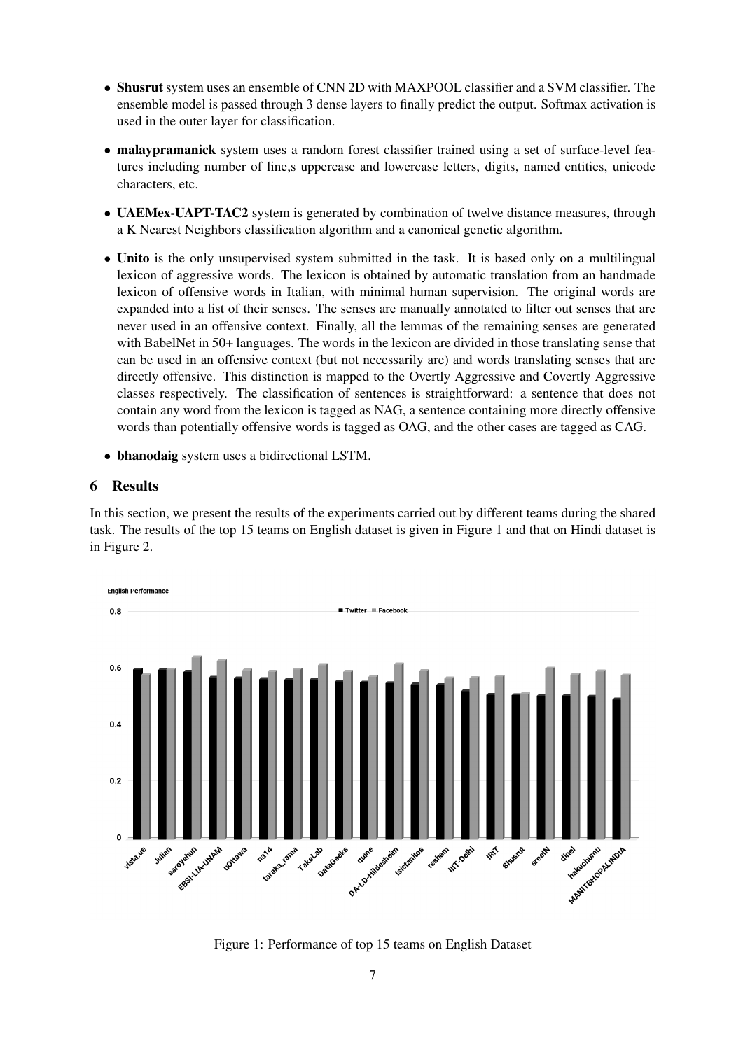- **Shusrut** system uses an ensemble of CNN 2D with MAXPOOL classifier and a SVM classifier. The ensemble model is passed through 3 dense layers to finally predict the output. Softmax activation is used in the outer layer for classification.
- **malaypramanick** system uses a random forest classifier trained using a set of surface-level features including number of line,s uppercase and lowercase letters, digits, named entities, unicode characters, etc.
- **UAEMex-UAPT-TAC2** system is generated by combination of twelve distance measures, through a K Nearest Neighbors classification algorithm and a canonical genetic algorithm.
- **Unito** is the only unsupervised system submitted in the task. It is based only on a multilingual lexicon of aggressive words. The lexicon is obtained by automatic translation from an handmade lexicon of offensive words in Italian, with minimal human supervision. The original words are expanded into a list of their senses. The senses are manually annotated to filter out senses that are never used in an offensive context. Finally, all the lemmas of the remaining senses are generated with BabelNet in 50+ languages. The words in the lexicon are divided in those translating sense that can be used in an offensive context (but not necessarily are) and words translating senses that are directly offensive. This distinction is mapped to the Overtly Aggressive and Covertly Aggressive classes respectively. The classification of sentences is straightforward: a sentence that does not contain any word from the lexicon is tagged as NAG, a sentence containing more directly offensive words than potentially offensive words is tagged as OAG, and the other cases are tagged as CAG.
- **bhanodaig** system uses a bidirectional LSTM.

## 6 Results

In this section, we present the results of the experiments carried out by different teams during the shared task. The results of the top 15 teams on English dataset is given in Figure 1 and that on Hindi dataset is in Figure 2.

Figure 1: Performance of top 15 teams on English Dataset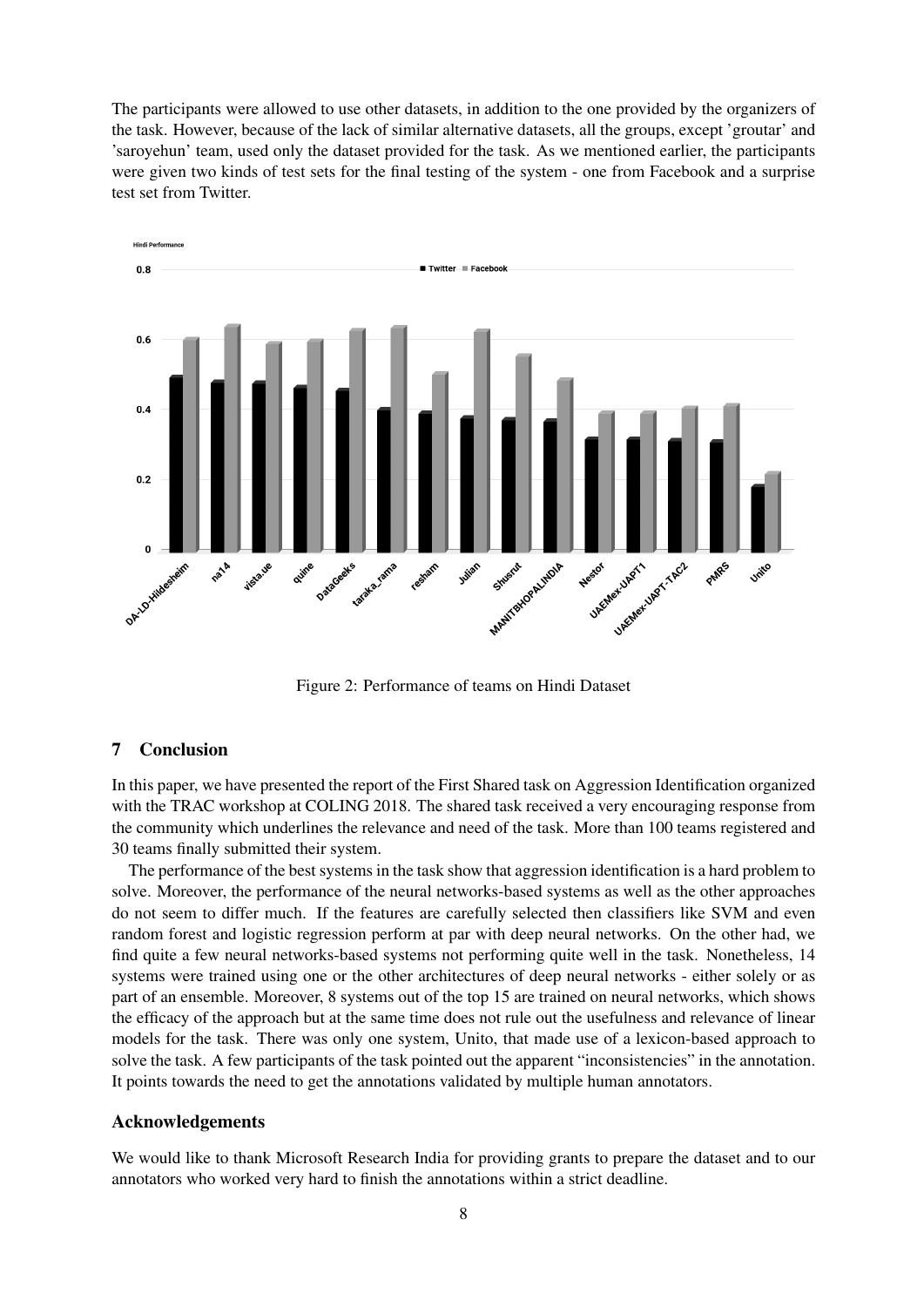The participants were allowed to use other datasets, in addition to the one provided by the organizers of the task. However, because of the lack of similar alternative datasets, all the groups, except 'groutar' and 'saroyehun' team, used only the dataset provided for the task. As we mentioned earlier, the participants were given two kinds of test sets for the final testing of the system - one from Facebook and a surprise test set from Twitter.

Figure 2: Performance of teams on Hindi Dataset

## 7 Conclusion

In this paper, we have presented the report of the First Shared task on Aggression Identification organized with the TRAC workshop at COLING 2018. The shared task received a very encouraging response from the community which underlines the relevance and need of the task. More than 100 teams registered and 30 teams finally submitted their system.

The performance of the best systems in the task show that aggression identification is a hard problem to solve. Moreover, the performance of the neural networks-based systems as well as the other approaches do not seem to differ much. If the features are carefully selected then classifiers like SVM and even random forest and logistic regression perform at par with deep neural networks. On the other had, we find quite a few neural networks-based systems not performing quite well in the task. Nonetheless, 14 systems were trained using one or the other architectures of deep neural networks - either solely or as part of an ensemble. Moreover, 8 systems out of the top 15 are trained on neural networks, which shows the efficacy of the approach but at the same time does not rule out the usefulness and relevance of linear models for the task. There was only one system, Unito, that made use of a lexicon-based approach to solve the task. A few participants of the task pointed out the apparent "inconsistencies" in the annotation. It points towards the need to get the annotations validated by multiple human annotators.

### Acknowledgements

We would like to thank Microsoft Research India for providing grants to prepare the dataset and to our annotators who worked very hard to finish the annotations within a strict deadline.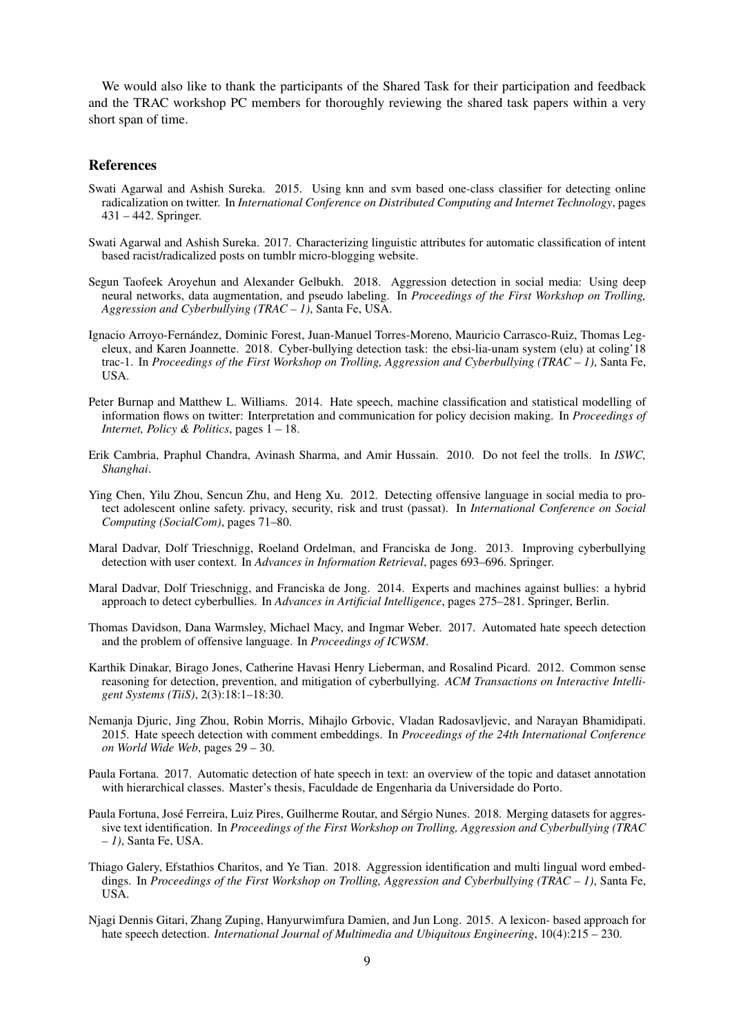We would also like to thank the participants of the Shared Task for their participation and feedback and the TRAC workshop PC members for thoroughly reviewing the shared task papers within a very short span of time.

## References

Swati Agarwal and Ashish Sureka. 2015. Using knn and svm based one-class classifier for detecting online radicalization on twitter. In *International Conference on Distributed Computing and Internet Technology*, pages 431 – 442. Springer.

Swati Agarwal and Ashish Sureka. 2017. Characterizing linguistic attributes for automatic classification of intent based racist/radicalized posts on tumblr micro-blogging website.

Segun Taofeek Aroyehun and Alexander Gelbukh. 2018. Aggression detection in social media: Using deep neural networks, data augmentation, and pseudo labeling. In *Proceedings of the First Workshop on Trolling, Aggression and Cyberbullying (TRAC – 1)*, Santa Fe, USA.

Ignacio Arroyo-Fernández, Dominic Forest, Juan-Manuel Torres-Moreno, Mauricio Carrasco-Ruiz, Thomas Legeleux, and Karen Joannette. 2018. Cyber-bullying detection task: the ebsi-lia-unam system (elu) at coling'18 trac-1. In *Proceedings of the First Workshop on Trolling, Aggression and Cyberbullying (TRAC – 1)*, Santa Fe, USA.

Peter Burnap and Matthew L. Williams. 2014. Hate speech, machine classification and statistical modelling of information flows on twitter: Interpretation and communication for policy decision making. In *Proceedings of Internet, Policy & Politics*, pages 1 – 18.

Erik Cambria, Praphul Chandra, Avinash Sharma, and Amir Hussain. 2010. Do not feel the trolls. In *ISWC, Shanghai*.

Ying Chen, Yilu Zhou, Sencun Zhu, and Heng Xu. 2012. Detecting offensive language in social media to protect adolescent online safety. privacy, security, risk and trust (passat). In *International Conference on Social Computing (SocialCom)*, pages 71–80.

Maral Dadvar, Dolf Trieschnigg, Roeland Ordelman, and Franciska de Jong. 2013. Improving cyberbullying detection with user context. In *Advances in Information Retrieval*, pages 693–696. Springer.

Maral Dadvar, Dolf Trieschnigg, and Franciska de Jong. 2014. Experts and machines against bullies: a hybrid approach to detect cyberbullies. In *Advances in Artificial Intelligence*, pages 275–281. Springer, Berlin.

Thomas Davidson, Dana Warmsley, Michael Macy, and Ingmar Weber. 2017. Automated hate speech detection and the problem of offensive language. In *Proceedings of ICWSM*.

Karthik Dinakar, Birago Jones, Catherine Havasi Henry Lieberman, and Rosalind Picard. 2012. Common sense reasoning for detection, prevention, and mitigation of cyberbullying. *ACM Transactions on Interactive Intelligent Systems (TiiS)*, 2(3):18:1–18:30.

Nemanja Djuric, Jing Zhou, Robin Morris, Mihajlo Grbovic, Vladan Radosavljevic, and Narayan Bhamidipati. 2015. Hate speech detection with comment embeddings. In *Proceedings of the 24th International Conference on World Wide Web*, pages 29 – 30.

Paula Fortana. 2017. Automatic detection of hate speech in text: an overview of the topic and dataset annotation with hierarchical classes. Master's thesis, Faculdade de Engenharia da Universidade do Porto.

Paula Fortuna, José Ferreira, Luiz Pires, Guilherme Routar, and Sérgio Nunes. 2018. Merging datasets for aggressive text identification. In *Proceedings of the First Workshop on Trolling, Aggression and Cyberbullying (TRAC – 1)*, Santa Fe, USA.

Thiago Galery, Efstathios Charitos, and Ye Tian. 2018. Aggression identification and multi lingual word embeddings. In *Proceedings of the First Workshop on Trolling, Aggression and Cyberbullying (TRAC – 1)*, Santa Fe, USA.

Njagi Dennis Gitari, Zhang Zuping, Hanyurwimfura Damien, and Jun Long. 2015. A lexicon- based approach for hate speech detection. *International Journal of Multimedia and Ubiquitous Engineering*, 10(4):215 – 230.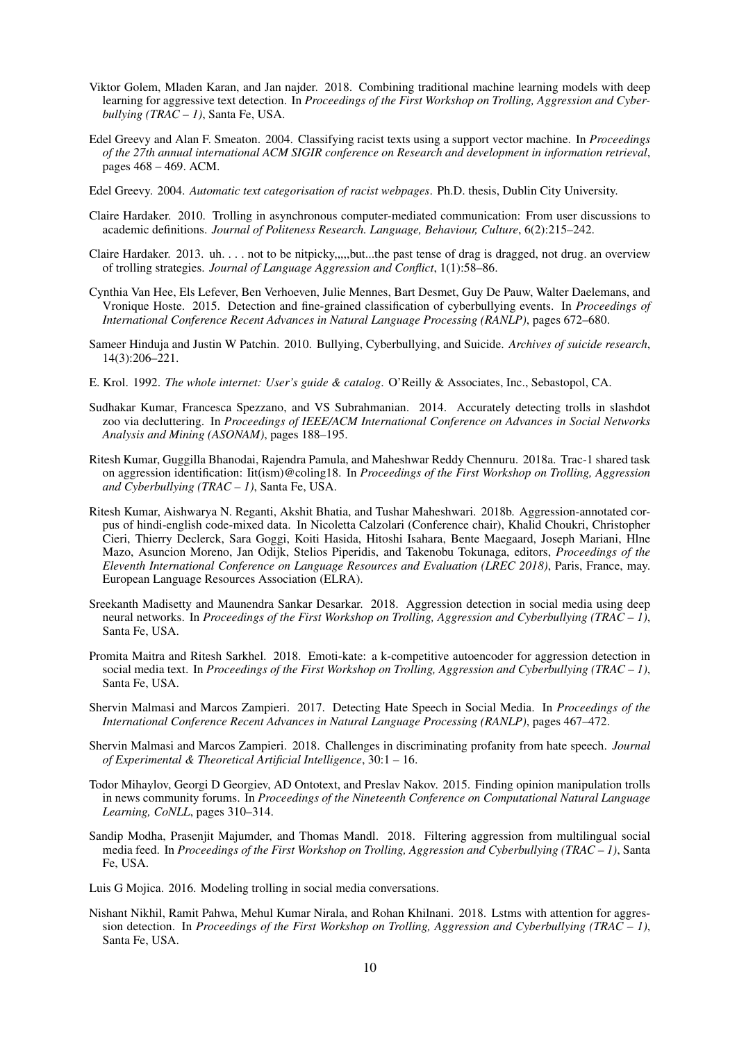Viktor Golem, Mladen Karan, and Jan najder. 2018. Combining traditional machine learning models with deep learning for aggressive text detection. In *Proceedings of the First Workshop on Trolling, Aggression and Cyberbullying (TRAC – 1)*, Santa Fe, USA.

Edel Greevy and Alan F. Smeaton. 2004. Classifying racist texts using a support vector machine. In *Proceedings of the 27th annual international ACM SIGIR conference on Research and development in information retrieval*, pages 468 – 469. ACM.

Edel Greevy. 2004. *Automatic text categorisation of racist webpages*. Ph.D. thesis, Dublin City University.

Claire Hardaker. 2010. Trolling in asynchronous computer-mediated communication: From user discussions to academic definitions. *Journal of Politeness Research. Language, Behaviour, Culture*, 6(2):215–242.

Claire Hardaker. 2013. uh. . . . not to be nitpicky,,,,,but...the past tense of drag is dragged, not drug. an overview of trolling strategies. *Journal of Language Aggression and Conflict*, 1(1):58–86.

Cynthia Van Hee, Els Lefever, Ben Verhoeven, Julie Mennes, Bart Desmet, Guy De Pauw, Walter Daelemans, and Vronique Hoste. 2015. Detection and fine-grained classification of cyberbullying events. In *Proceedings of International Conference Recent Advances in Natural Language Processing (RANLP)*, pages 672–680.

Sameer Hinduja and Justin W Patchin. 2010. Bullying, Cyberbullying, and Suicide. *Archives of suicide research*, 14(3):206–221.

E. Krol. 1992. *The whole internet: User's guide & catalog*. O'Reilly & Associates, Inc., Sebastopol, CA.

Sudhakar Kumar, Francesca Spezzano, and VS Subrahmanian. 2014. Accurately detecting trolls in slashdot zoo via decluttering. In *Proceedings of IEEE/ACM International Conference on Advances in Social Networks Analysis and Mining (ASONAM)*, pages 188–195.

Ritesh Kumar, Guggilla Bhanodai, Rajendra Pamula, and Maheshwar Reddy Chennuru. 2018a. Trac-1 shared task on aggression identification: Iit(ism)@coling18. In *Proceedings of the First Workshop on Trolling, Aggression and Cyberbullying (TRAC – 1)*, Santa Fe, USA.

Ritesh Kumar, Aishwarya N. Reganti, Akshit Bhatia, and Tushar Maheshwari. 2018b. Aggression-annotated corpus of hindi-english code-mixed data. In Nicoletta Calzolari (Conference chair), Khalid Choukri, Christopher Cieri, Thierry Declerck, Sara Goggi, Koiti Hasida, Hitoshi Isahara, Bente Maegaard, Joseph Mariani, Hlne Mazo, Asuncion Moreno, Jan Odijk, Stelios Piperidis, and Takenobu Tokunaga, editors, *Proceedings of the Eleventh International Conference on Language Resources and Evaluation (LREC 2018)*, Paris, France, may. European Language Resources Association (ELRA).

Sreekanth Madisetty and Maunendra Sankar Desarkar. 2018. Aggression detection in social media using deep neural networks. In *Proceedings of the First Workshop on Trolling, Aggression and Cyberbullying (TRAC – 1)*, Santa Fe, USA.

Promita Maitra and Ritesh Sarkhel. 2018. Emoti-kate: a k-competitive autoencoder for aggression detection in social media text. In *Proceedings of the First Workshop on Trolling, Aggression and Cyberbullying (TRAC – 1)*, Santa Fe, USA.

Shervin Malmasi and Marcos Zampieri. 2017. Detecting Hate Speech in Social Media. In *Proceedings of the International Conference Recent Advances in Natural Language Processing (RANLP)*, pages 467–472.

Shervin Malmasi and Marcos Zampieri. 2018. Challenges in discriminating profanity from hate speech. *Journal of Experimental & Theoretical Artificial Intelligence*, 30:1 – 16.

Todor Mihaylov, Georgi D Georgiev, AD Ontotext, and Preslav Nakov. 2015. Finding opinion manipulation trolls in news community forums. In *Proceedings of the Nineteenth Conference on Computational Natural Language Learning, CoNLL*, pages 310–314.

Sandip Modha, Prasenjit Majumder, and Thomas Mandl. 2018. Filtering aggression from multilingual social media feed. In *Proceedings of the First Workshop on Trolling, Aggression and Cyberbullying (TRAC – 1)*, Santa Fe, USA.

Luis G Mojica. 2016. Modeling trolling in social media conversations.

Nishant Nikhil, Ramit Pahwa, Mehul Kumar Nirala, and Rohan Khilnani. 2018. Lstms with attention for aggression detection. In *Proceedings of the First Workshop on Trolling, Aggression and Cyberbullying (TRAC – 1)*, Santa Fe, USA.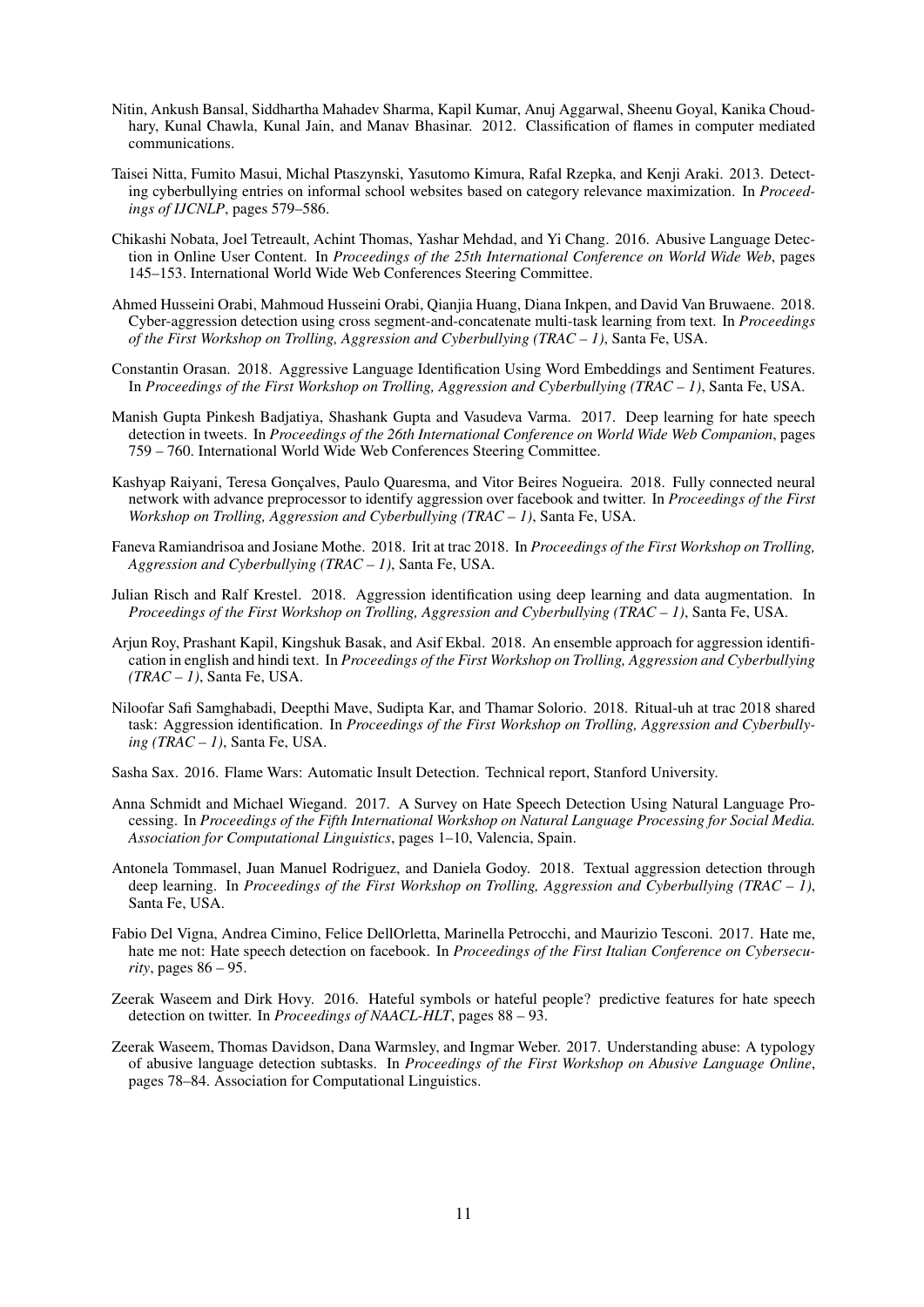Nitin, Ankush Bansal, Siddhartha Mahadev Sharma, Kapil Kumar, Anuj Aggarwal, Sheenu Goyal, Kanika Choudhary, Kunal Chawla, Kunal Jain, and Manav Bhasinar. 2012. Classification of flames in computer mediated communications.

Taisei Nitta, Fumito Masui, Michal Ptaszynski, Yasutomo Kimura, Rafal Rzepka, and Kenji Araki. 2013. Detecting cyberbullying entries on informal school websites based on category relevance maximization. In *Proceedings of IJCNLP*, pages 579–586.

Chikashi Nobata, Joel Tetreault, Achint Thomas, Yashar Mehdad, and Yi Chang. 2016. Abusive Language Detection in Online User Content. In *Proceedings of the 25th International Conference on World Wide Web*, pages 145–153. International World Wide Web Conferences Steering Committee.

Ahmed Husseini Orabi, Mahmoud Husseini Orabi, Qianjia Huang, Diana Inkpen, and David Van Bruwaene. 2018. Cyber-aggression detection using cross segment-and-concatenate multi-task learning from text. In *Proceedings of the First Workshop on Trolling, Aggression and Cyberbullying (TRAC – 1)*, Santa Fe, USA.

Constantin Orasan. 2018. Aggressive Language Identification Using Word Embeddings and Sentiment Features. In *Proceedings of the First Workshop on Trolling, Aggression and Cyberbullying (TRAC – 1)*, Santa Fe, USA.

Manish Gupta Pinkesh Badjatiya, Shashank Gupta and Vasudeva Varma. 2017. Deep learning for hate speech detection in tweets. In *Proceedings of the 26th International Conference on World Wide Web Companion*, pages 759 – 760. International World Wide Web Conferences Steering Committee.

Kashyap Raiyani, Teresa Gonçalves, Paulo Quaresma, and Vitor Beires Nogueira. 2018. Fully connected neural network with advance preprocessor to identify aggression over facebook and twitter. In *Proceedings of the First Workshop on Trolling, Aggression and Cyberbullying (TRAC – 1)*, Santa Fe, USA.

Faneva Ramiandrisoa and Josiane Mothe. 2018. Irit at trac 2018. In *Proceedings of the First Workshop on Trolling, Aggression and Cyberbullying (TRAC – 1)*, Santa Fe, USA.

Julian Risch and Ralf Krestel. 2018. Aggression identification using deep learning and data augmentation. In *Proceedings of the First Workshop on Trolling, Aggression and Cyberbullying (TRAC – 1)*, Santa Fe, USA.

Arjun Roy, Prashant Kapil, Kingshuk Basak, and Asif Ekbal. 2018. An ensemble approach for aggression identification in english and hindi text. In *Proceedings of the First Workshop on Trolling, Aggression and Cyberbullying (TRAC – 1)*, Santa Fe, USA.

Niloofar Safi Samghabadi, Deepthi Mave, Sudipta Kar, and Thamar Solorio. 2018. Ritual-uh at trac 2018 shared task: Aggression identification. In *Proceedings of the First Workshop on Trolling, Aggression and Cyberbullying (TRAC – 1)*, Santa Fe, USA.

Sasha Sax. 2016. Flame Wars: Automatic Insult Detection. Technical report, Stanford University.

Anna Schmidt and Michael Wiegand. 2017. A Survey on Hate Speech Detection Using Natural Language Processing. In *Proceedings of the Fifth International Workshop on Natural Language Processing for Social Media. Association for Computational Linguistics*, pages 1–10, Valencia, Spain.

Antonela Tommasel, Juan Manuel Rodriguez, and Daniela Godoy. 2018. Textual aggression detection through deep learning. In *Proceedings of the First Workshop on Trolling, Aggression and Cyberbullying (TRAC – 1)*, Santa Fe, USA.

Fabio Del Vigna, Andrea Cimino, Felice DellOrletta, Marinella Petrocchi, and Maurizio Tesconi. 2017. Hate me, hate me not: Hate speech detection on facebook. In *Proceedings of the First Italian Conference on Cybersecurity*, pages 86 – 95.

Zeerak Waseem and Dirk Hovy. 2016. Hateful symbols or hateful people? predictive features for hate speech detection on twitter. In *Proceedings of NAACL-HLT*, pages 88 – 93.

Zeerak Waseem, Thomas Davidson, Dana Warmsley, and Ingmar Weber. 2017. Understanding abuse: A typology of abusive language detection subtasks. In *Proceedings of the First Workshop on Abusive Language Online*, pages 78–84. Association for Computational Linguistics.